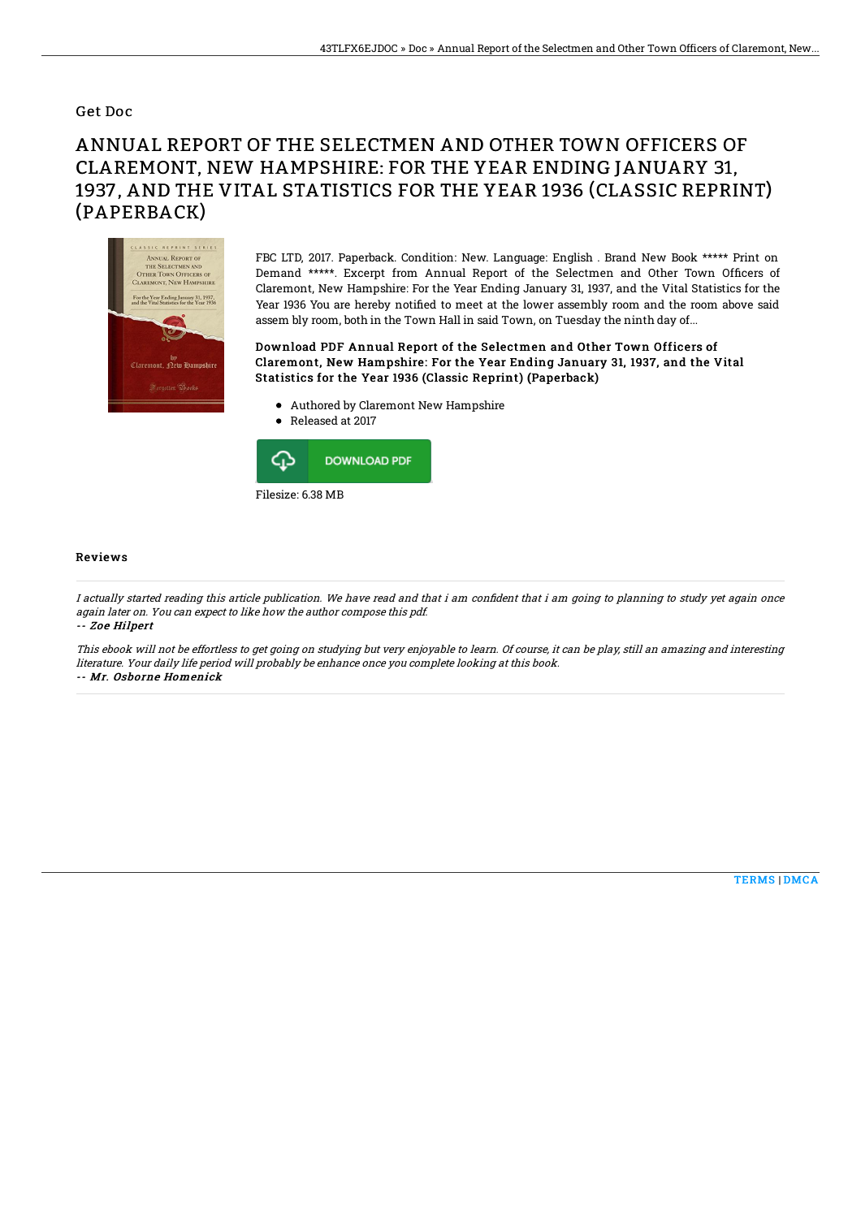Get Doc

# ANNUAL REPORT OF THE SELECTMEN AND OTHER TOWN OFFICERS OF CLAREMONT, NEW HAMPSHIRE: FOR THE YEAR ENDING JANUARY 31, 1937, AND THE VITAL STATISTICS FOR THE YEAR 1936 (CLASSIC REPRINT) (PAPERBACK)

FBC LTD, 2017. Paperback. Condition: New. Language: English . Brand New Book ***** Print on Demand *****. Excerpt from Annual Report of the Selectmen and Other Town Officers of Claremont, New Hampshire: For the Year Ending January 31, 1937, and the Vital Statistics for the Year 1936 You are hereby notified to meet at the lower assembly room and the room above said assem bly room, both in the Town Hall in said Town, on Tuesday the ninth day of...

### Download PDF Annual Report of the Selectmen and Other Town Officers of Claremont, New Hampshire: For the Year Ending January 31, 1937, and the Vital Statistics for the Year 1936 (Classic Reprint) (Paperback)

- Authored by Claremont New Hampshire
- Released at 2017

DOWNLOAD PDF

Filesize: 6.38 MB

## Reviews

*I actually started reading this article publication. We have read and that i am confident that i am going to planning to study yet again once again later on. You can expect to like how the author compose this pdf.*

*-- Zoe Hilpert*

*This ebook will not be effortless to get going on studying but very enjoyable to learn. Of course, it can be play, still an amazing and interesting literature. Your daily life period will probably be enhance once you complete looking at this book.*

*-- Mr. Osborne Homenick*

TERMS | DMCA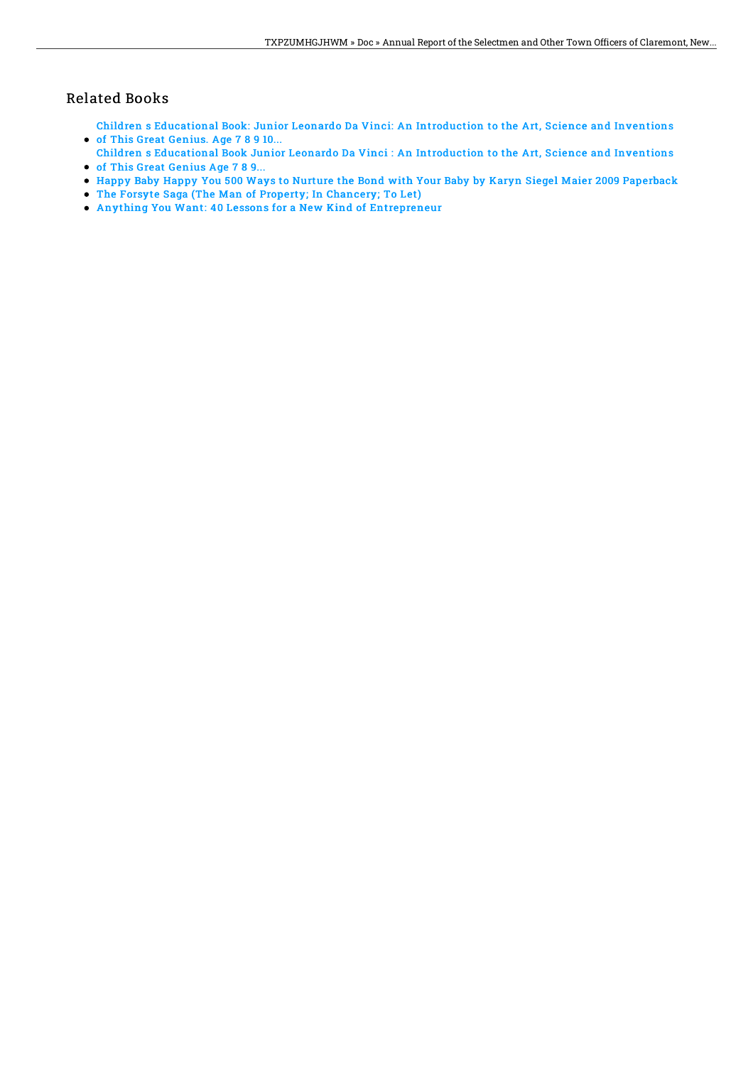## Related Books

- Children s Educational Book: Junior Leonardo Da Vinci: An Introduction to the Art, Science and Inventions of This Great Genius. Age 7 8 9 10...
- Children s Educational Book Junior Leonardo Da Vinci : An Introduction to the Art, Science and Inventions of This Great Genius Age 7 8 9...
- Happy Baby Happy You 500 Ways to Nurture the Bond with Your Baby by Karyn Siegel Maier 2009 Paperback
- The Forsyte Saga (The Man of Property; In Chancery; To Let)
- Anything You Want: 40 Lessons for a New Kind of Entrepreneur